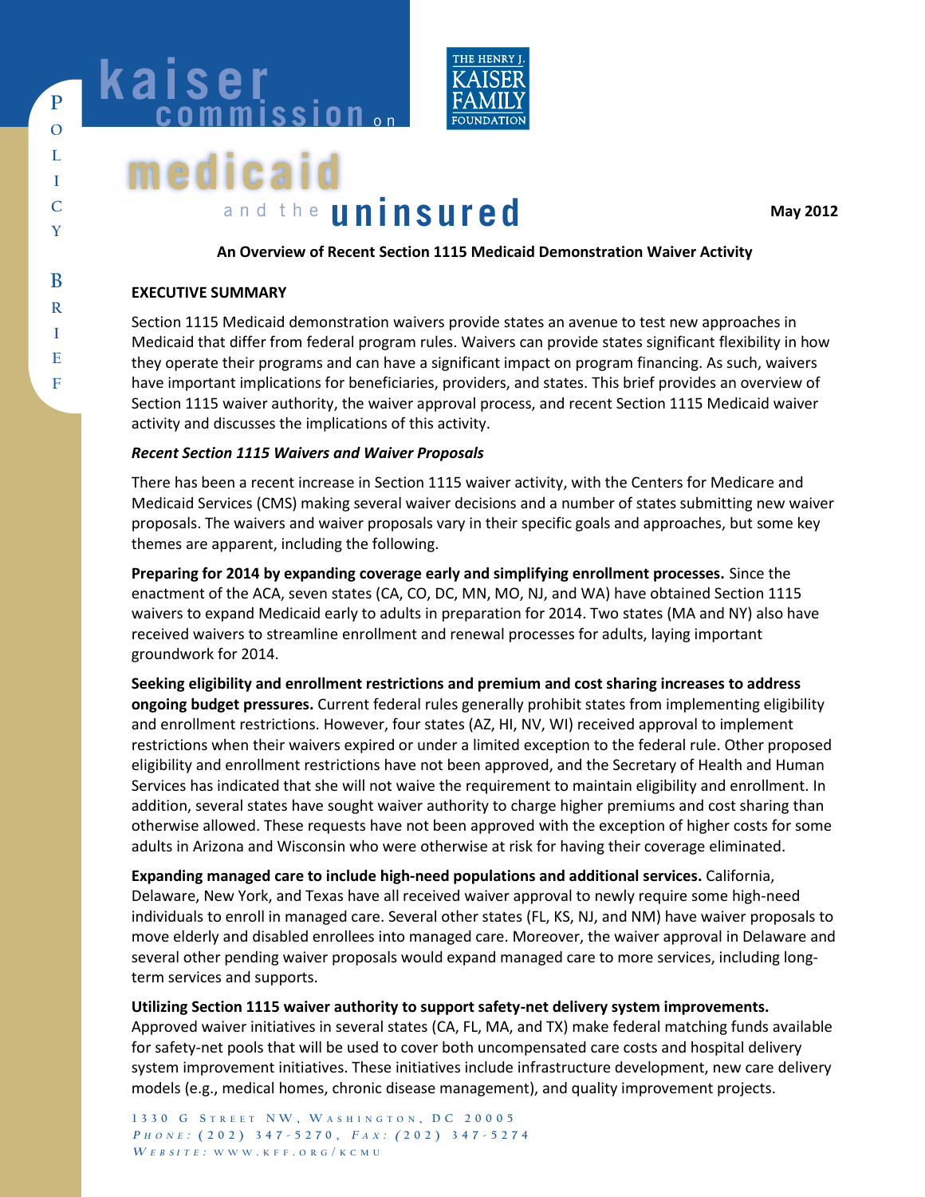kaiser commission on medicaid and the uninsured

POLICY BRIEF

May 2012

**An Overview of Recent Section 1115 Medicaid Demonstration Waiver Activity**

## EXECUTIVE SUMMARY

Section 1115 Medicaid demonstration waivers provide states an avenue to test new approaches in Medicaid that differ from federal program rules. Waivers can provide states significant flexibility in how they operate their programs and can have a significant impact on program financing. As such, waivers have important implications for beneficiaries, providers, and states. This brief provides an overview of Section 1115 waiver authority, the waiver approval process, and recent Section 1115 Medicaid waiver activity and discusses the implications of this activity.

### *Recent Section 1115 Waivers and Waiver Proposals*

There has been a recent increase in Section 1115 waiver activity, with the Centers for Medicare and Medicaid Services (CMS) making several waiver decisions and a number of states submitting new waiver proposals. The waivers and waiver proposals vary in their specific goals and approaches, but some key themes are apparent, including the following.

**Preparing for 2014 by expanding coverage early and simplifying enrollment processes.** Since the enactment of the ACA, seven states (CA, CO, DC, MN, MO, NJ, and WA) have obtained Section 1115 waivers to expand Medicaid early to adults in preparation for 2014. Two states (MA and NY) also have received waivers to streamline enrollment and renewal processes for adults, laying important groundwork for 2014.

**Seeking eligibility and enrollment restrictions and premium and cost sharing increases to address ongoing budget pressures.** Current federal rules generally prohibit states from implementing eligibility and enrollment restrictions. However, four states (AZ, HI, NV, WI) received approval to implement restrictions when their waivers expired or under a limited exception to the federal rule. Other proposed eligibility and enrollment restrictions have not been approved, and the Secretary of Health and Human Services has indicated that she will not waive the requirement to maintain eligibility and enrollment. In addition, several states have sought waiver authority to charge higher premiums and cost sharing than otherwise allowed. These requests have not been approved with the exception of higher costs for some adults in Arizona and Wisconsin who were otherwise at risk for having their coverage eliminated.

**Expanding managed care to include high-need populations and additional services.** California, Delaware, New York, and Texas have all received waiver approval to newly require some high-need individuals to enroll in managed care. Several other states (FL, KS, NJ, and NM) have waiver proposals to move elderly and disabled enrollees into managed care. Moreover, the waiver approval in Delaware and several other pending waiver proposals would expand managed care to more services, including long-term services and supports.

**Utilizing Section 1115 waiver authority to support safety-net delivery system improvements.** Approved waiver initiatives in several states (CA, FL, MA, and TX) make federal matching funds available for safety-net pools that will be used to cover both uncompensated care costs and hospital delivery system improvement initiatives. These initiatives include infrastructure development, new care delivery models (e.g., medical homes, chronic disease management), and quality improvement projects.

1330 G Street NW, Washington, DC 20005
*Phone:* (202) 347-5270, *Fax:* (202) 347-5274
*Website:* www.kff.org/kcmu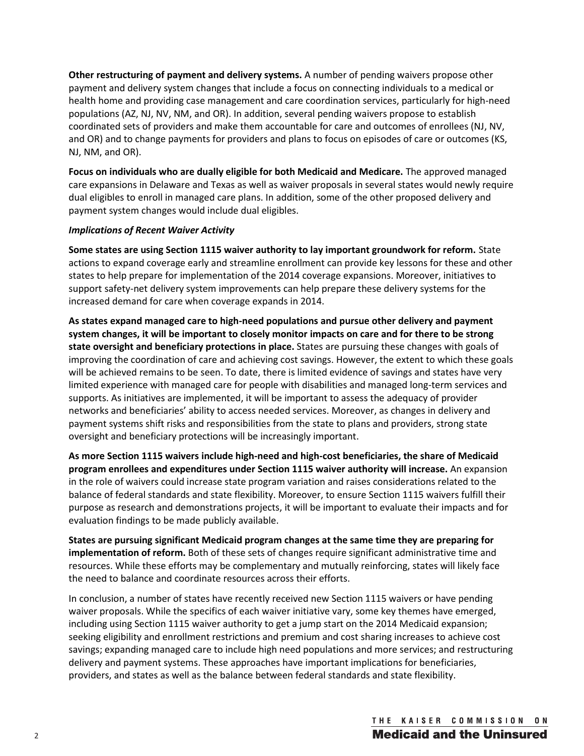**Other restructuring of payment and delivery systems.** A number of pending waivers propose other payment and delivery system changes that include a focus on connecting individuals to a medical or health home and providing case management and care coordination services, particularly for high-need populations (AZ, NJ, NV, NM, and OR). In addition, several pending waivers propose to establish coordinated sets of providers and make them accountable for care and outcomes of enrollees (NJ, NV, and OR) and to change payments for providers and plans to focus on episodes of care or outcomes (KS, NJ, NM, and OR).

**Focus on individuals who are dually eligible for both Medicaid and Medicare.** The approved managed care expansions in Delaware and Texas as well as waiver proposals in several states would newly require dual eligibles to enroll in managed care plans. In addition, some of the other proposed delivery and payment system changes would include dual eligibles.

***Implications of Recent Waiver Activity***

**Some states are using Section 1115 waiver authority to lay important groundwork for reform.** State actions to expand coverage early and streamline enrollment can provide key lessons for these and other states to help prepare for implementation of the 2014 coverage expansions. Moreover, initiatives to support safety-net delivery system improvements can help prepare these delivery systems for the increased demand for care when coverage expands in 2014.

**As states expand managed care to high-need populations and pursue other delivery and payment system changes, it will be important to closely monitor impacts on care and for there to be strong state oversight and beneficiary protections in place.** States are pursuing these changes with goals of improving the coordination of care and achieving cost savings. However, the extent to which these goals will be achieved remains to be seen. To date, there is limited evidence of savings and states have very limited experience with managed care for people with disabilities and managed long-term services and supports. As initiatives are implemented, it will be important to assess the adequacy of provider networks and beneficiaries' ability to access needed services. Moreover, as changes in delivery and payment systems shift risks and responsibilities from the state to plans and providers, strong state oversight and beneficiary protections will be increasingly important.

**As more Section 1115 waivers include high-need and high-cost beneficiaries, the share of Medicaid program enrollees and expenditures under Section 1115 waiver authority will increase.** An expansion in the role of waivers could increase state program variation and raises considerations related to the balance of federal standards and state flexibility. Moreover, to ensure Section 1115 waivers fulfill their purpose as research and demonstrations projects, it will be important to evaluate their impacts and for evaluation findings to be made publicly available.

**States are pursuing significant Medicaid program changes at the same time they are preparing for implementation of reform.** Both of these sets of changes require significant administrative time and resources. While these efforts may be complementary and mutually reinforcing, states will likely face the need to balance and coordinate resources across their efforts.

In conclusion, a number of states have recently received new Section 1115 waivers or have pending waiver proposals. While the specifics of each waiver initiative vary, some key themes have emerged, including using Section 1115 waiver authority to get a jump start on the 2014 Medicaid expansion; seeking eligibility and enrollment restrictions and premium and cost sharing increases to achieve cost savings; expanding managed care to include high need populations and more services; and restructuring delivery and payment systems. These approaches have important implications for beneficiaries, providers, and states as well as the balance between federal standards and state flexibility.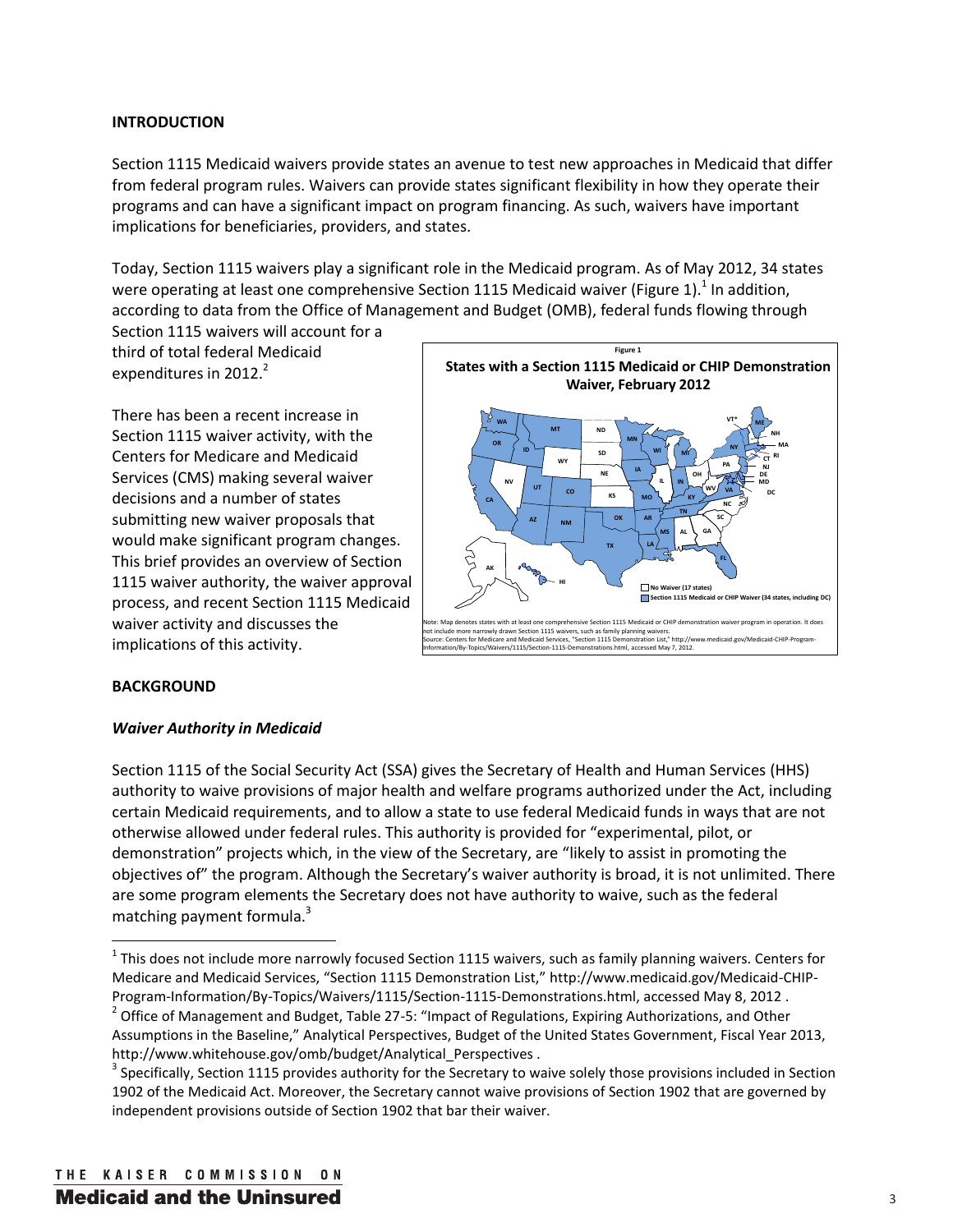## INTRODUCTION

Section 1115 Medicaid waivers provide states an avenue to test new approaches in Medicaid that differ from federal program rules. Waivers can provide states significant flexibility in how they operate their programs and can have a significant impact on program financing. As such, waivers have important implications for beneficiaries, providers, and states.

Today, Section 1115 waivers play a significant role in the Medicaid program. As of May 2012, 34 states were operating at least one comprehensive Section 1115 Medicaid waiver (Figure 1).[1] In addition, according to data from the Office of Management and Budget (OMB), federal funds flowing through Section 1115 waivers will account for a third of total federal Medicaid expenditures in 2012.[2]

There has been a recent increase in Section 1115 waiver activity, with the Centers for Medicare and Medicaid Services (CMS) making several waiver decisions and a number of states submitting new waiver proposals that would make significant program changes. This brief provides an overview of Section 1115 waiver authority, the waiver approval process, and recent Section 1115 Medicaid waiver activity and discusses the implications of this activity.

Figure 1

**States with a Section 1115 Medicaid or CHIP Demonstration Waiver, February 2012**

No Waiver (17 states)

Section 1115 Medicaid or CHIP Waiver (34 states, including DC)

Note: Map denotes states with at least one comprehensive Section 1115 Medicaid or CHIP demonstration waiver program in operation. It does not include more narrowly drawn Section 1115 waivers, such as family planning waivers.
Source: Centers for Medicare and Medicaid Services, "Section 1115 Demonstration List," http://www.medicaid.gov/Medicaid-CHIP-Program-Information/By-Topics/Waivers/1115/Section-1115-Demonstrations.html, accessed May 7, 2012.

## BACKGROUND

### *Waiver Authority in Medicaid*

Section 1115 of the Social Security Act (SSA) gives the Secretary of Health and Human Services (HHS) authority to waive provisions of major health and welfare programs authorized under the Act, including certain Medicaid requirements, and to allow a state to use federal Medicaid funds in ways that are not otherwise allowed under federal rules. This authority is provided for "experimental, pilot, or demonstration" projects which, in the view of the Secretary, are "likely to assist in promoting the objectives of" the program. Although the Secretary's waiver authority is broad, it is not unlimited. There are some program elements the Secretary does not have authority to waive, such as the federal matching payment formula.[3]

---

[1] This does not include more narrowly focused Section 1115 waivers, such as family planning waivers. Centers for Medicare and Medicaid Services, "Section 1115 Demonstration List," http://www.medicaid.gov/Medicaid-CHIP-Program-Information/By-Topics/Waivers/1115/Section-1115-Demonstrations.html, accessed May 8, 2012 .

[2] Office of Management and Budget, Table 27-5: "Impact of Regulations, Expiring Authorizations, and Other Assumptions in the Baseline," Analytical Perspectives, Budget of the United States Government, Fiscal Year 2013, http://www.whitehouse.gov/omb/budget/Analytical_Perspectives .

[3] Specifically, Section 1115 provides authority for the Secretary to waive solely those provisions included in Section 1902 of the Medicaid Act. Moreover, the Secretary cannot waive provisions of Section 1902 that are governed by independent provisions outside of Section 1902 that bar their waiver.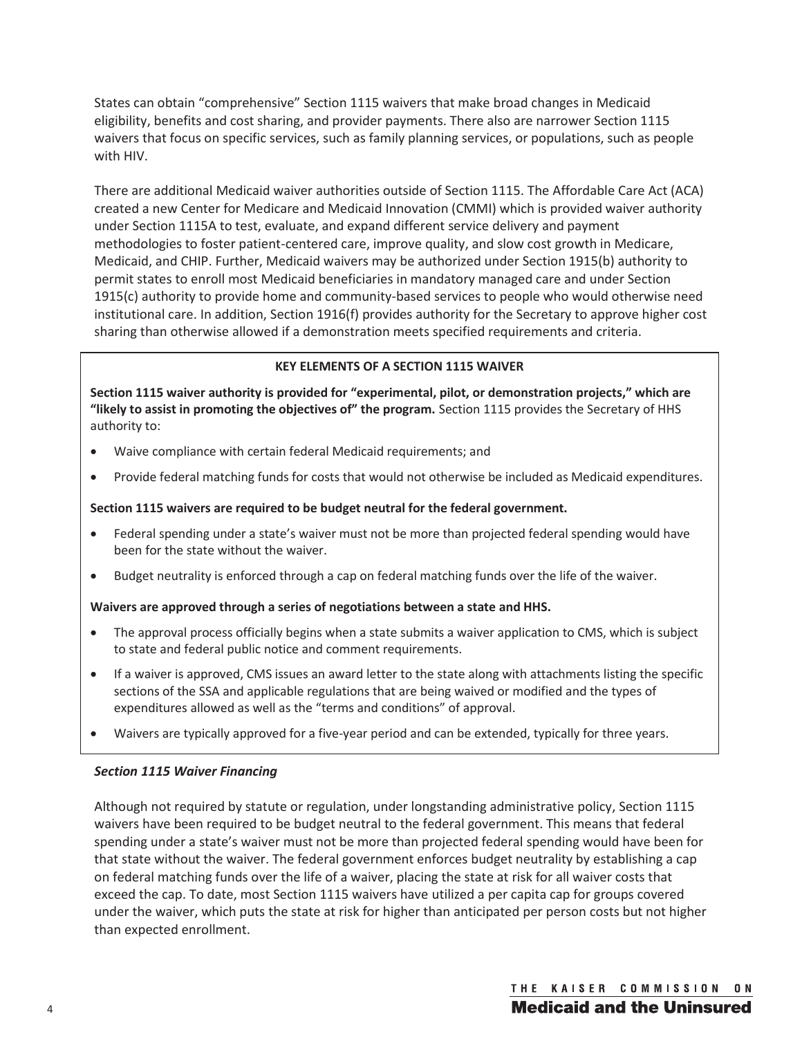States can obtain "comprehensive" Section 1115 waivers that make broad changes in Medicaid eligibility, benefits and cost sharing, and provider payments. There also are narrower Section 1115 waivers that focus on specific services, such as family planning services, or populations, such as people with HIV.

There are additional Medicaid waiver authorities outside of Section 1115. The Affordable Care Act (ACA) created a new Center for Medicare and Medicaid Innovation (CMMI) which is provided waiver authority under Section 1115A to test, evaluate, and expand different service delivery and payment methodologies to foster patient-centered care, improve quality, and slow cost growth in Medicare, Medicaid, and CHIP. Further, Medicaid waivers may be authorized under Section 1915(b) authority to permit states to enroll most Medicaid beneficiaries in mandatory managed care and under Section 1915(c) authority to provide home and community-based services to people who would otherwise need institutional care. In addition, Section 1916(f) provides authority for the Secretary to approve higher cost sharing than otherwise allowed if a demonstration meets specified requirements and criteria.

**KEY ELEMENTS OF A SECTION 1115 WAIVER**

**Section 1115 waiver authority is provided for "experimental, pilot, or demonstration projects," which are "likely to assist in promoting the objectives of" the program.** Section 1115 provides the Secretary of HHS authority to:

- Waive compliance with certain federal Medicaid requirements; and
- Provide federal matching funds for costs that would not otherwise be included as Medicaid expenditures.

**Section 1115 waivers are required to be budget neutral for the federal government.**

- Federal spending under a state's waiver must not be more than projected federal spending would have been for the state without the waiver.
- Budget neutrality is enforced through a cap on federal matching funds over the life of the waiver.

**Waivers are approved through a series of negotiations between a state and HHS.**

- The approval process officially begins when a state submits a waiver application to CMS, which is subject to state and federal public notice and comment requirements.
- If a waiver is approved, CMS issues an award letter to the state along with attachments listing the specific sections of the SSA and applicable regulations that are being waived or modified and the types of expenditures allowed as well as the "terms and conditions" of approval.
- Waivers are typically approved for a five-year period and can be extended, typically for three years.

***Section 1115 Waiver Financing***

Although not required by statute or regulation, under longstanding administrative policy, Section 1115 waivers have been required to be budget neutral to the federal government. This means that federal spending under a state's waiver must not be more than projected federal spending would have been for that state without the waiver. The federal government enforces budget neutrality by establishing a cap on federal matching funds over the life of a waiver, placing the state at risk for all waiver costs that exceed the cap. To date, most Section 1115 waivers have utilized a per capita cap for groups covered under the waiver, which puts the state at risk for higher than anticipated per person costs but not higher than expected enrollment.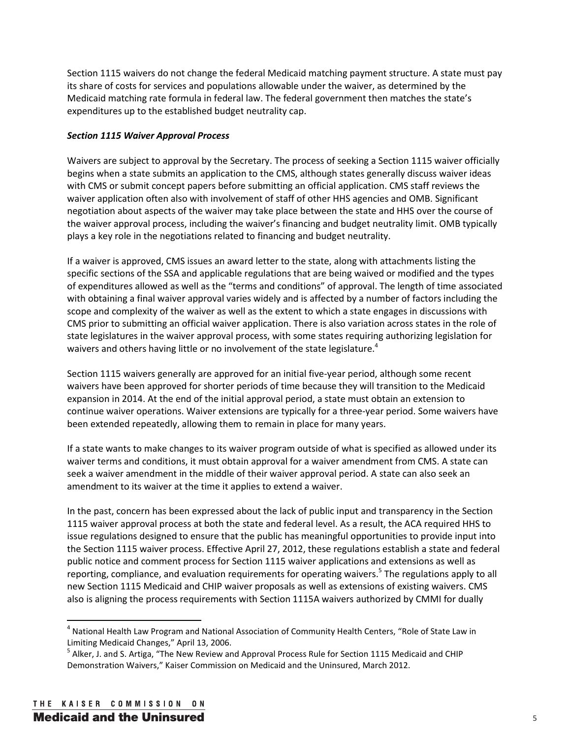Section 1115 waivers do not change the federal Medicaid matching payment structure. A state must pay its share of costs for services and populations allowable under the waiver, as determined by the Medicaid matching rate formula in federal law. The federal government then matches the state's expenditures up to the established budget neutrality cap.

***Section 1115 Waiver Approval Process***

Waivers are subject to approval by the Secretary. The process of seeking a Section 1115 waiver officially begins when a state submits an application to the CMS, although states generally discuss waiver ideas with CMS or submit concept papers before submitting an official application. CMS staff reviews the waiver application often also with involvement of staff of other HHS agencies and OMB. Significant negotiation about aspects of the waiver may take place between the state and HHS over the course of the waiver approval process, including the waiver's financing and budget neutrality limit. OMB typically plays a key role in the negotiations related to financing and budget neutrality.

If a waiver is approved, CMS issues an award letter to the state, along with attachments listing the specific sections of the SSA and applicable regulations that are being waived or modified and the types of expenditures allowed as well as the "terms and conditions" of approval. The length of time associated with obtaining a final waiver approval varies widely and is affected by a number of factors including the scope and complexity of the waiver as well as the extent to which a state engages in discussions with CMS prior to submitting an official waiver application. There is also variation across states in the role of state legislatures in the waiver approval process, with some states requiring authorizing legislation for waivers and others having little or no involvement of the state legislature.[4]

Section 1115 waivers generally are approved for an initial five-year period, although some recent waivers have been approved for shorter periods of time because they will transition to the Medicaid expansion in 2014. At the end of the initial approval period, a state must obtain an extension to continue waiver operations. Waiver extensions are typically for a three-year period. Some waivers have been extended repeatedly, allowing them to remain in place for many years.

If a state wants to make changes to its waiver program outside of what is specified as allowed under its waiver terms and conditions, it must obtain approval for a waiver amendment from CMS. A state can seek a waiver amendment in the middle of their waiver approval period. A state can also seek an amendment to its waiver at the time it applies to extend a waiver.

In the past, concern has been expressed about the lack of public input and transparency in the Section 1115 waiver approval process at both the state and federal level. As a result, the ACA required HHS to issue regulations designed to ensure that the public has meaningful opportunities to provide input into the Section 1115 waiver process. Effective April 27, 2012, these regulations establish a state and federal public notice and comment process for Section 1115 waiver applications and extensions as well as reporting, compliance, and evaluation requirements for operating waivers.[5] The regulations apply to all new Section 1115 Medicaid and CHIP waiver proposals as well as extensions of existing waivers. CMS also is aligning the process requirements with Section 1115A waivers authorized by CMMI for dually

---

[4] National Health Law Program and National Association of Community Health Centers, "Role of State Law in Limiting Medicaid Changes," April 13, 2006.

[5] Alker, J. and S. Artiga, "The New Review and Approval Process Rule for Section 1115 Medicaid and CHIP Demonstration Waivers," Kaiser Commission on Medicaid and the Uninsured, March 2012.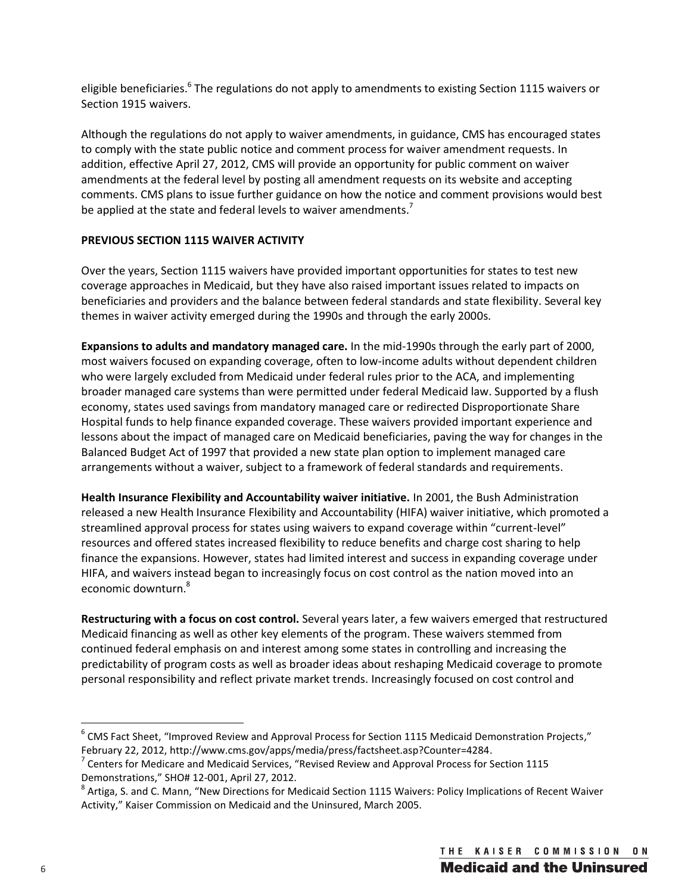eligible beneficiaries.[6] The regulations do not apply to amendments to existing Section 1115 waivers or Section 1915 waivers.

Although the regulations do not apply to waiver amendments, in guidance, CMS has encouraged states to comply with the state public notice and comment process for waiver amendment requests. In addition, effective April 27, 2012, CMS will provide an opportunity for public comment on waiver amendments at the federal level by posting all amendment requests on its website and accepting comments. CMS plans to issue further guidance on how the notice and comment provisions would best be applied at the state and federal levels to waiver amendments.[7]

**PREVIOUS SECTION 1115 WAIVER ACTIVITY**

Over the years, Section 1115 waivers have provided important opportunities for states to test new coverage approaches in Medicaid, but they have also raised important issues related to impacts on beneficiaries and providers and the balance between federal standards and state flexibility. Several key themes in waiver activity emerged during the 1990s and through the early 2000s.

**Expansions to adults and mandatory managed care.** In the mid-1990s through the early part of 2000, most waivers focused on expanding coverage, often to low-income adults without dependent children who were largely excluded from Medicaid under federal rules prior to the ACA, and implementing broader managed care systems than were permitted under federal Medicaid law. Supported by a flush economy, states used savings from mandatory managed care or redirected Disproportionate Share Hospital funds to help finance expanded coverage. These waivers provided important experience and lessons about the impact of managed care on Medicaid beneficiaries, paving the way for changes in the Balanced Budget Act of 1997 that provided a new state plan option to implement managed care arrangements without a waiver, subject to a framework of federal standards and requirements.

**Health Insurance Flexibility and Accountability waiver initiative.** In 2001, the Bush Administration released a new Health Insurance Flexibility and Accountability (HIFA) waiver initiative, which promoted a streamlined approval process for states using waivers to expand coverage within "current-level" resources and offered states increased flexibility to reduce benefits and charge cost sharing to help finance the expansions. However, states had limited interest and success in expanding coverage under HIFA, and waivers instead began to increasingly focus on cost control as the nation moved into an economic downturn.[8]

**Restructuring with a focus on cost control.** Several years later, a few waivers emerged that restructured Medicaid financing as well as other key elements of the program. These waivers stemmed from continued federal emphasis on and interest among some states in controlling and increasing the predictability of program costs as well as broader ideas about reshaping Medicaid coverage to promote personal responsibility and reflect private market trends. Increasingly focused on cost control and

---

[6] CMS Fact Sheet, "Improved Review and Approval Process for Section 1115 Medicaid Demonstration Projects," February 22, 2012, http://www.cms.gov/apps/media/press/factsheet.asp?Counter=4284.

[7] Centers for Medicare and Medicaid Services, "Revised Review and Approval Process for Section 1115 Demonstrations," SHO# 12-001, April 27, 2012.

[8] Artiga, S. and C. Mann, "New Directions for Medicaid Section 1115 Waivers: Policy Implications of Recent Waiver Activity," Kaiser Commission on Medicaid and the Uninsured, March 2005.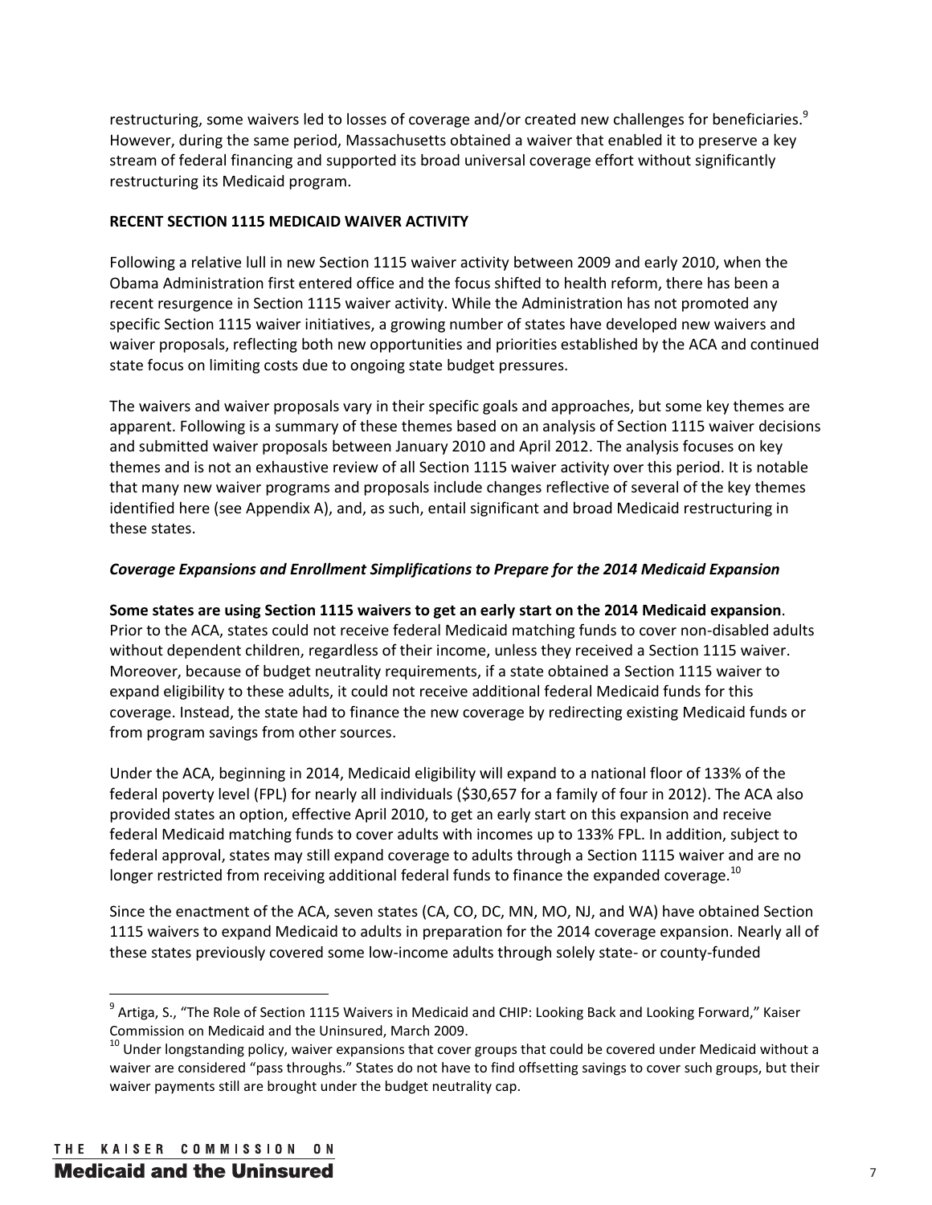restructuring, some waivers led to losses of coverage and/or created new challenges for beneficiaries.[9] However, during the same period, Massachusetts obtained a waiver that enabled it to preserve a key stream of federal financing and supported its broad universal coverage effort without significantly restructuring its Medicaid program.

**RECENT SECTION 1115 MEDICAID WAIVER ACTIVITY**

Following a relative lull in new Section 1115 waiver activity between 2009 and early 2010, when the Obama Administration first entered office and the focus shifted to health reform, there has been a recent resurgence in Section 1115 waiver activity. While the Administration has not promoted any specific Section 1115 waiver initiatives, a growing number of states have developed new waivers and waiver proposals, reflecting both new opportunities and priorities established by the ACA and continued state focus on limiting costs due to ongoing state budget pressures.

The waivers and waiver proposals vary in their specific goals and approaches, but some key themes are apparent. Following is a summary of these themes based on an analysis of Section 1115 waiver decisions and submitted waiver proposals between January 2010 and April 2012. The analysis focuses on key themes and is not an exhaustive review of all Section 1115 waiver activity over this period. It is notable that many new waiver programs and proposals include changes reflective of several of the key themes identified here (see Appendix A), and, as such, entail significant and broad Medicaid restructuring in these states.

***Coverage Expansions and Enrollment Simplifications to Prepare for the 2014 Medicaid Expansion***

**Some states are using Section 1115 waivers to get an early start on the 2014 Medicaid expansion**. Prior to the ACA, states could not receive federal Medicaid matching funds to cover non-disabled adults without dependent children, regardless of their income, unless they received a Section 1115 waiver. Moreover, because of budget neutrality requirements, if a state obtained a Section 1115 waiver to expand eligibility to these adults, it could not receive additional federal Medicaid funds for this coverage. Instead, the state had to finance the new coverage by redirecting existing Medicaid funds or from program savings from other sources.

Under the ACA, beginning in 2014, Medicaid eligibility will expand to a national floor of 133% of the federal poverty level (FPL) for nearly all individuals ($30,657 for a family of four in 2012). The ACA also provided states an option, effective April 2010, to get an early start on this expansion and receive federal Medicaid matching funds to cover adults with incomes up to 133% FPL. In addition, subject to federal approval, states may still expand coverage to adults through a Section 1115 waiver and are no longer restricted from receiving additional federal funds to finance the expanded coverage.[10]

Since the enactment of the ACA, seven states (CA, CO, DC, MN, MO, NJ, and WA) have obtained Section 1115 waivers to expand Medicaid to adults in preparation for the 2014 coverage expansion. Nearly all of these states previously covered some low-income adults through solely state- or county-funded

---

[9] Artiga, S., "The Role of Section 1115 Waivers in Medicaid and CHIP: Looking Back and Looking Forward," Kaiser Commission on Medicaid and the Uninsured, March 2009.

[10] Under longstanding policy, waiver expansions that cover groups that could be covered under Medicaid without a waiver are considered "pass throughs." States do not have to find offsetting savings to cover such groups, but their waiver payments still are brought under the budget neutrality cap.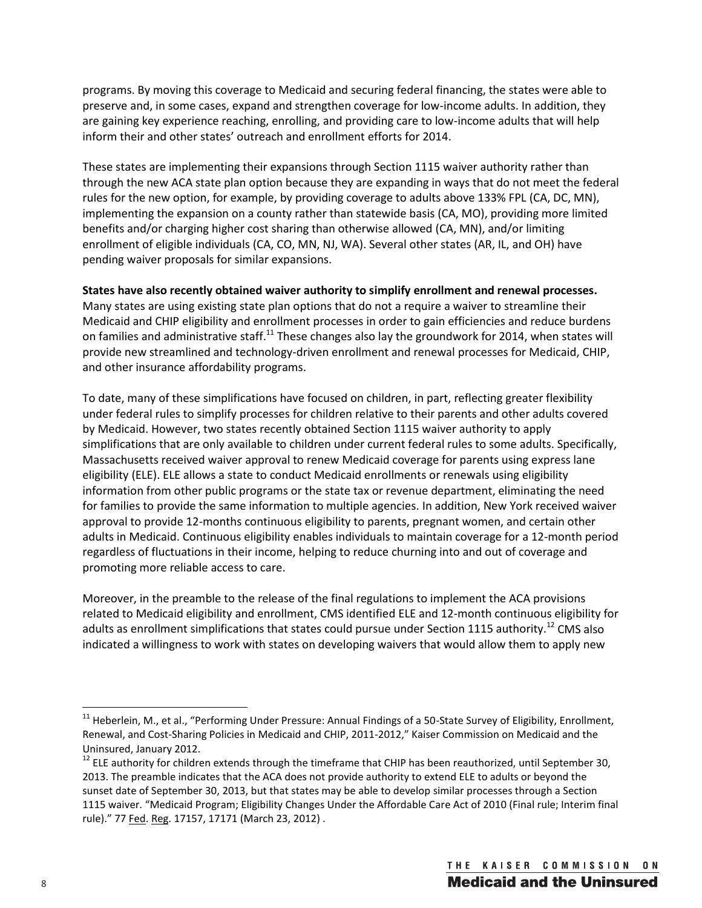programs. By moving this coverage to Medicaid and securing federal financing, the states were able to preserve and, in some cases, expand and strengthen coverage for low-income adults. In addition, they are gaining key experience reaching, enrolling, and providing care to low-income adults that will help inform their and other states' outreach and enrollment efforts for 2014.

These states are implementing their expansions through Section 1115 waiver authority rather than through the new ACA state plan option because they are expanding in ways that do not meet the federal rules for the new option, for example, by providing coverage to adults above 133% FPL (CA, DC, MN), implementing the expansion on a county rather than statewide basis (CA, MO), providing more limited benefits and/or charging higher cost sharing than otherwise allowed (CA, MN), and/or limiting enrollment of eligible individuals (CA, CO, MN, NJ, WA). Several other states (AR, IL, and OH) have pending waiver proposals for similar expansions.

**States have also recently obtained waiver authority to simplify enrollment and renewal processes.** Many states are using existing state plan options that do not a require a waiver to streamline their Medicaid and CHIP eligibility and enrollment processes in order to gain efficiencies and reduce burdens on families and administrative staff.[11] These changes also lay the groundwork for 2014, when states will provide new streamlined and technology-driven enrollment and renewal processes for Medicaid, CHIP, and other insurance affordability programs.

To date, many of these simplifications have focused on children, in part, reflecting greater flexibility under federal rules to simplify processes for children relative to their parents and other adults covered by Medicaid. However, two states recently obtained Section 1115 waiver authority to apply simplifications that are only available to children under current federal rules to some adults. Specifically, Massachusetts received waiver approval to renew Medicaid coverage for parents using express lane eligibility (ELE). ELE allows a state to conduct Medicaid enrollments or renewals using eligibility information from other public programs or the state tax or revenue department, eliminating the need for families to provide the same information to multiple agencies. In addition, New York received waiver approval to provide 12-months continuous eligibility to parents, pregnant women, and certain other adults in Medicaid. Continuous eligibility enables individuals to maintain coverage for a 12-month period regardless of fluctuations in their income, helping to reduce churning into and out of coverage and promoting more reliable access to care.

Moreover, in the preamble to the release of the final regulations to implement the ACA provisions related to Medicaid eligibility and enrollment, CMS identified ELE and 12-month continuous eligibility for adults as enrollment simplifications that states could pursue under Section 1115 authority.[12] CMS also indicated a willingness to work with states on developing waivers that would allow them to apply new

---

[11] Heberlein, M., et al., "Performing Under Pressure: Annual Findings of a 50-State Survey of Eligibility, Enrollment, Renewal, and Cost-Sharing Policies in Medicaid and CHIP, 2011-2012," Kaiser Commission on Medicaid and the Uninsured, January 2012.

[12] ELE authority for children extends through the timeframe that CHIP has been reauthorized, until September 30, 2013. The preamble indicates that the ACA does not provide authority to extend ELE to adults or beyond the sunset date of September 30, 2013, but that states may be able to develop similar processes through a Section 1115 waiver. "Medicaid Program; Eligibility Changes Under the Affordable Care Act of 2010 (Final rule; Interim final rule)." 77 Fed. Reg. 17157, 17171 (March 23, 2012) .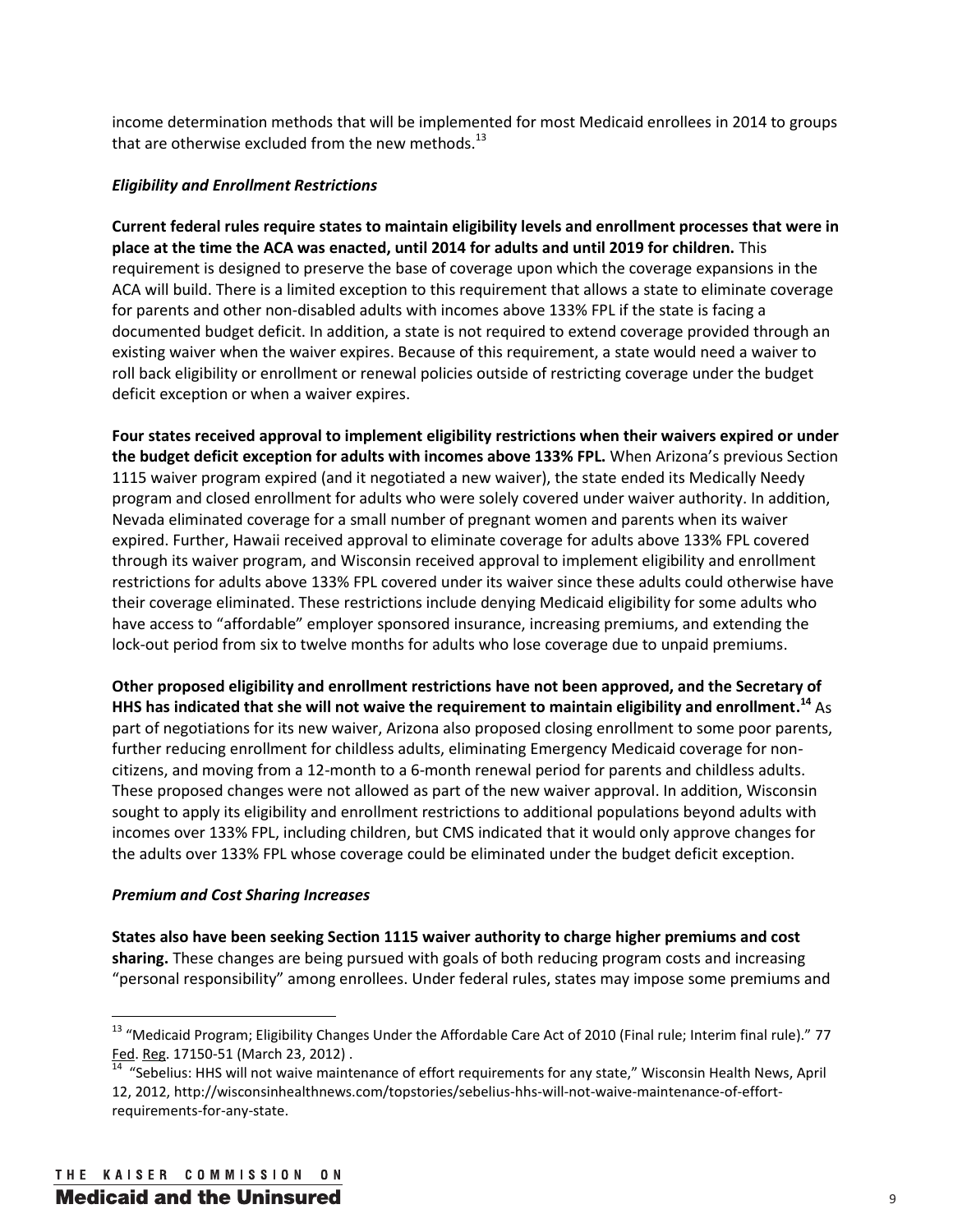income determination methods that will be implemented for most Medicaid enrollees in 2014 to groups that are otherwise excluded from the new methods.[13]

***Eligibility and Enrollment Restrictions***

**Current federal rules require states to maintain eligibility levels and enrollment processes that were in place at the time the ACA was enacted, until 2014 for adults and until 2019 for children.** This requirement is designed to preserve the base of coverage upon which the coverage expansions in the ACA will build. There is a limited exception to this requirement that allows a state to eliminate coverage for parents and other non-disabled adults with incomes above 133% FPL if the state is facing a documented budget deficit. In addition, a state is not required to extend coverage provided through an existing waiver when the waiver expires. Because of this requirement, a state would need a waiver to roll back eligibility or enrollment or renewal policies outside of restricting coverage under the budget deficit exception or when a waiver expires.

**Four states received approval to implement eligibility restrictions when their waivers expired or under the budget deficit exception for adults with incomes above 133% FPL.** When Arizona's previous Section 1115 waiver program expired (and it negotiated a new waiver), the state ended its Medically Needy program and closed enrollment for adults who were solely covered under waiver authority. In addition, Nevada eliminated coverage for a small number of pregnant women and parents when its waiver expired. Further, Hawaii received approval to eliminate coverage for adults above 133% FPL covered through its waiver program, and Wisconsin received approval to implement eligibility and enrollment restrictions for adults above 133% FPL covered under its waiver since these adults could otherwise have their coverage eliminated. These restrictions include denying Medicaid eligibility for some adults who have access to "affordable" employer sponsored insurance, increasing premiums, and extending the lock-out period from six to twelve months for adults who lose coverage due to unpaid premiums.

**Other proposed eligibility and enrollment restrictions have not been approved, and the Secretary of HHS has indicated that she will not waive the requirement to maintain eligibility and enrollment.[14]** As part of negotiations for its new waiver, Arizona also proposed closing enrollment to some poor parents, further reducing enrollment for childless adults, eliminating Emergency Medicaid coverage for non-citizens, and moving from a 12-month to a 6-month renewal period for parents and childless adults. These proposed changes were not allowed as part of the new waiver approval. In addition, Wisconsin sought to apply its eligibility and enrollment restrictions to additional populations beyond adults with incomes over 133% FPL, including children, but CMS indicated that it would only approve changes for the adults over 133% FPL whose coverage could be eliminated under the budget deficit exception.

***Premium and Cost Sharing Increases***

**States also have been seeking Section 1115 waiver authority to charge higher premiums and cost sharing.** These changes are being pursued with goals of both reducing program costs and increasing "personal responsibility" among enrollees. Under federal rules, states may impose some premiums and

---

[13] "Medicaid Program; Eligibility Changes Under the Affordable Care Act of 2010 (Final rule; Interim final rule)." 77 Fed. Reg. 17150-51 (March 23, 2012) .

[14] "Sebelius: HHS will not waive maintenance of effort requirements for any state," Wisconsin Health News, April 12, 2012, http://wisconsinhealthnews.com/topstories/sebelius-hhs-will-not-waive-maintenance-of-effort-requirements-for-any-state.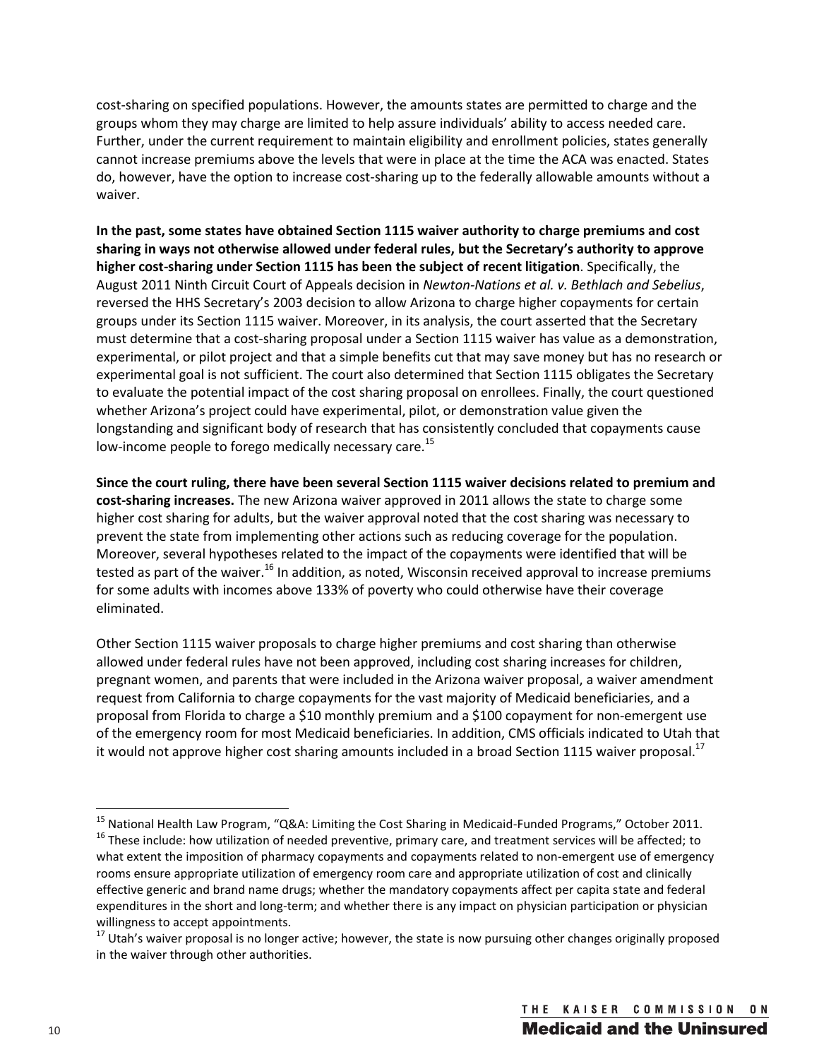cost-sharing on specified populations. However, the amounts states are permitted to charge and the groups whom they may charge are limited to help assure individuals' ability to access needed care. Further, under the current requirement to maintain eligibility and enrollment policies, states generally cannot increase premiums above the levels that were in place at the time the ACA was enacted. States do, however, have the option to increase cost-sharing up to the federally allowable amounts without a waiver.

**In the past, some states have obtained Section 1115 waiver authority to charge premiums and cost sharing in ways not otherwise allowed under federal rules, but the Secretary's authority to approve higher cost-sharing under Section 1115 has been the subject of recent litigation**. Specifically, the August 2011 Ninth Circuit Court of Appeals decision in *Newton-Nations et al. v. Bethlach and Sebelius*, reversed the HHS Secretary's 2003 decision to allow Arizona to charge higher copayments for certain groups under its Section 1115 waiver. Moreover, in its analysis, the court asserted that the Secretary must determine that a cost-sharing proposal under a Section 1115 waiver has value as a demonstration, experimental, or pilot project and that a simple benefits cut that may save money but has no research or experimental goal is not sufficient. The court also determined that Section 1115 obligates the Secretary to evaluate the potential impact of the cost sharing proposal on enrollees. Finally, the court questioned whether Arizona's project could have experimental, pilot, or demonstration value given the longstanding and significant body of research that has consistently concluded that copayments cause low-income people to forego medically necessary care.[15]

**Since the court ruling, there have been several Section 1115 waiver decisions related to premium and cost-sharing increases.** The new Arizona waiver approved in 2011 allows the state to charge some higher cost sharing for adults, but the waiver approval noted that the cost sharing was necessary to prevent the state from implementing other actions such as reducing coverage for the population. Moreover, several hypotheses related to the impact of the copayments were identified that will be tested as part of the waiver.[16] In addition, as noted, Wisconsin received approval to increase premiums for some adults with incomes above 133% of poverty who could otherwise have their coverage eliminated.

Other Section 1115 waiver proposals to charge higher premiums and cost sharing than otherwise allowed under federal rules have not been approved, including cost sharing increases for children, pregnant women, and parents that were included in the Arizona waiver proposal, a waiver amendment request from California to charge copayments for the vast majority of Medicaid beneficiaries, and a proposal from Florida to charge a $10 monthly premium and a $100 copayment for non-emergent use of the emergency room for most Medicaid beneficiaries. In addition, CMS officials indicated to Utah that it would not approve higher cost sharing amounts included in a broad Section 1115 waiver proposal.[17]

---

[15] National Health Law Program, "Q&A: Limiting the Cost Sharing in Medicaid-Funded Programs," October 2011.

[16] These include: how utilization of needed preventive, primary care, and treatment services will be affected; to what extent the imposition of pharmacy copayments and copayments related to non-emergent use of emergency rooms ensure appropriate utilization of emergency room care and appropriate utilization of cost and clinically effective generic and brand name drugs; whether the mandatory copayments affect per capita state and federal expenditures in the short and long-term; and whether there is any impact on physician participation or physician willingness to accept appointments.

[17] Utah's waiver proposal is no longer active; however, the state is now pursuing other changes originally proposed in the waiver through other authorities.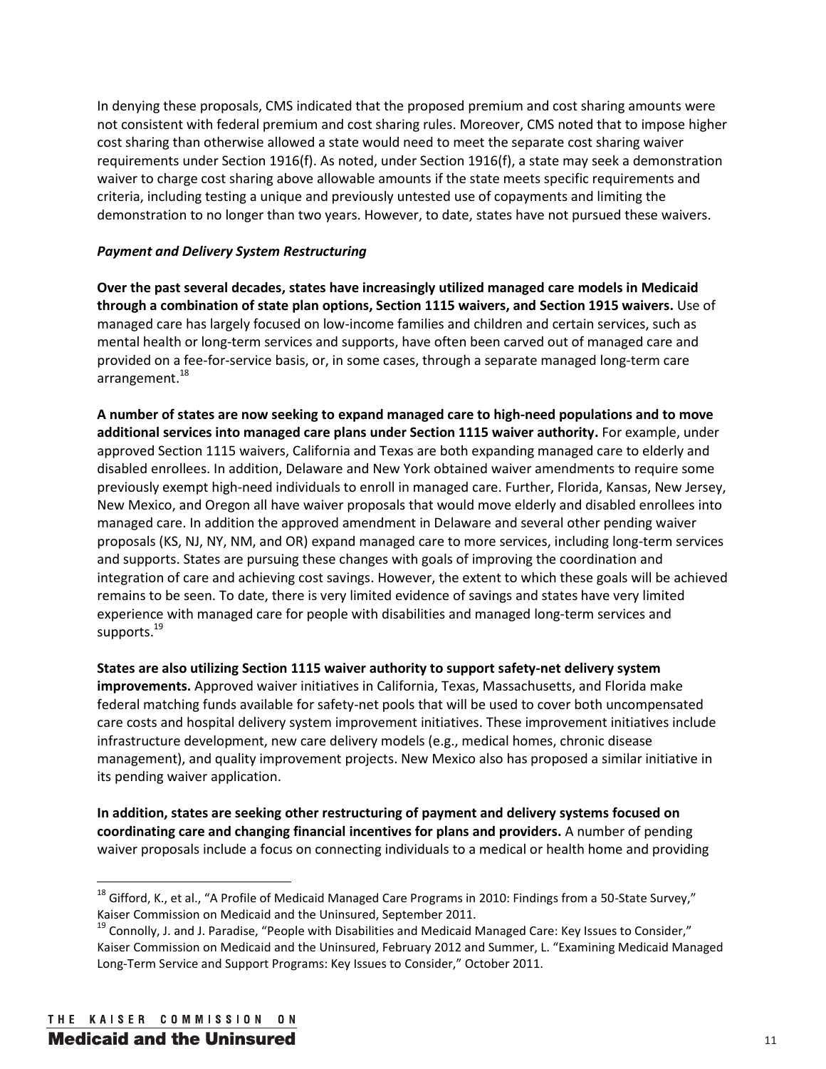In denying these proposals, CMS indicated that the proposed premium and cost sharing amounts were not consistent with federal premium and cost sharing rules. Moreover, CMS noted that to impose higher cost sharing than otherwise allowed a state would need to meet the separate cost sharing waiver requirements under Section 1916(f). As noted, under Section 1916(f), a state may seek a demonstration waiver to charge cost sharing above allowable amounts if the state meets specific requirements and criteria, including testing a unique and previously untested use of copayments and limiting the demonstration to no longer than two years. However, to date, states have not pursued these waivers.

***Payment and Delivery System Restructuring***

**Over the past several decades, states have increasingly utilized managed care models in Medicaid through a combination of state plan options, Section 1115 waivers, and Section 1915 waivers.** Use of managed care has largely focused on low-income families and children and certain services, such as mental health or long-term services and supports, have often been carved out of managed care and provided on a fee-for-service basis, or, in some cases, through a separate managed long-term care arrangement.[18]

**A number of states are now seeking to expand managed care to high-need populations and to move additional services into managed care plans under Section 1115 waiver authority.** For example, under approved Section 1115 waivers, California and Texas are both expanding managed care to elderly and disabled enrollees. In addition, Delaware and New York obtained waiver amendments to require some previously exempt high-need individuals to enroll in managed care. Further, Florida, Kansas, New Jersey, New Mexico, and Oregon all have waiver proposals that would move elderly and disabled enrollees into managed care. In addition the approved amendment in Delaware and several other pending waiver proposals (KS, NJ, NY, NM, and OR) expand managed care to more services, including long-term services and supports. States are pursuing these changes with goals of improving the coordination and integration of care and achieving cost savings. However, the extent to which these goals will be achieved remains to be seen. To date, there is very limited evidence of savings and states have very limited experience with managed care for people with disabilities and managed long-term services and supports.[19]

**States are also utilizing Section 1115 waiver authority to support safety-net delivery system improvements.** Approved waiver initiatives in California, Texas, Massachusetts, and Florida make federal matching funds available for safety-net pools that will be used to cover both uncompensated care costs and hospital delivery system improvement initiatives. These improvement initiatives include infrastructure development, new care delivery models (e.g., medical homes, chronic disease management), and quality improvement projects. New Mexico also has proposed a similar initiative in its pending waiver application.

**In addition, states are seeking other restructuring of payment and delivery systems focused on coordinating care and changing financial incentives for plans and providers.** A number of pending waiver proposals include a focus on connecting individuals to a medical or health home and providing

---

[18] Gifford, K., et al., "A Profile of Medicaid Managed Care Programs in 2010: Findings from a 50-State Survey," Kaiser Commission on Medicaid and the Uninsured, September 2011.

[19] Connolly, J. and J. Paradise, "People with Disabilities and Medicaid Managed Care: Key Issues to Consider," Kaiser Commission on Medicaid and the Uninsured, February 2012 and Summer, L. "Examining Medicaid Managed Long-Term Service and Support Programs: Key Issues to Consider," October 2011.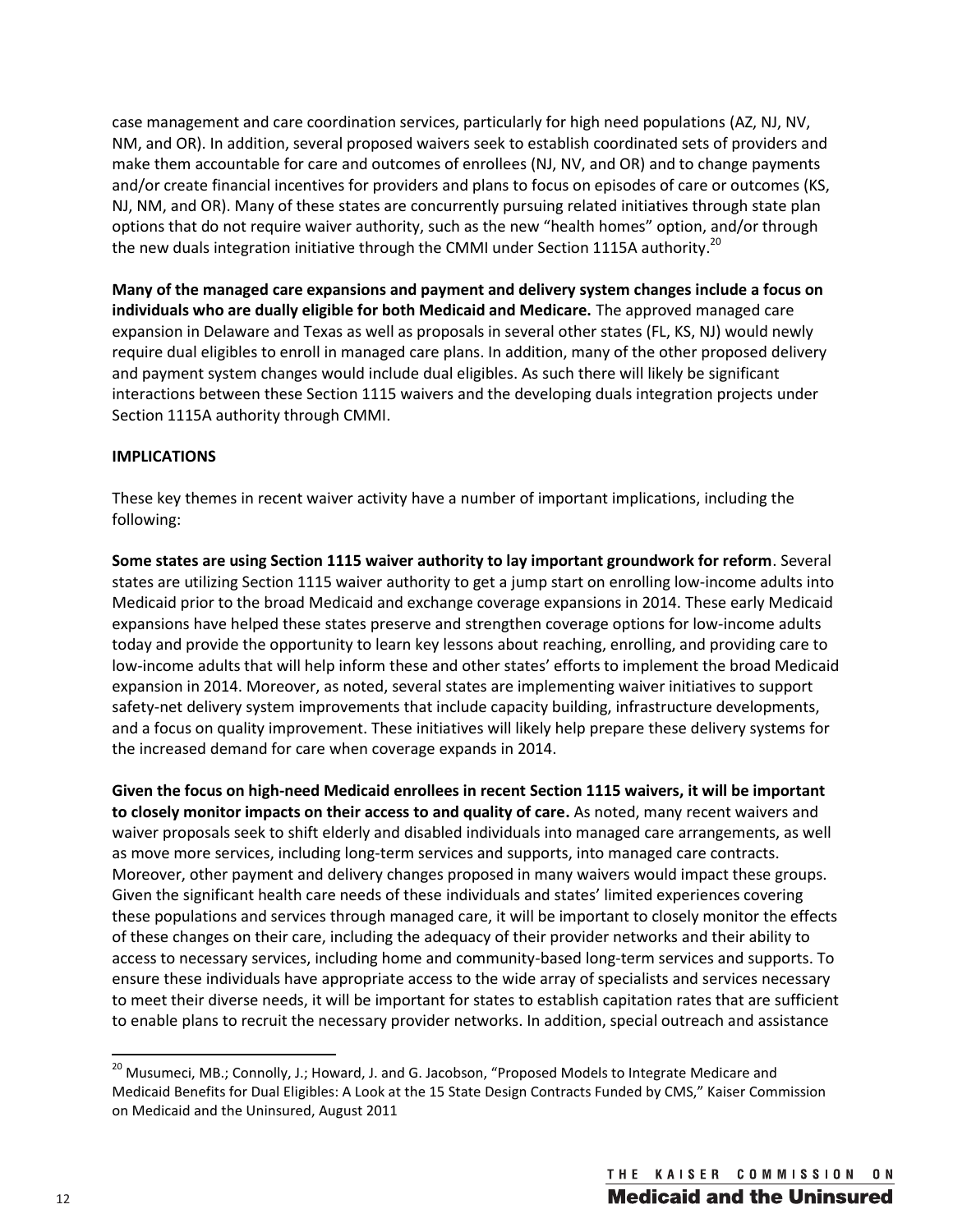case management and care coordination services, particularly for high need populations (AZ, NJ, NV, NM, and OR). In addition, several proposed waivers seek to establish coordinated sets of providers and make them accountable for care and outcomes of enrollees (NJ, NV, and OR) and to change payments and/or create financial incentives for providers and plans to focus on episodes of care or outcomes (KS, NJ, NM, and OR). Many of these states are concurrently pursuing related initiatives through state plan options that do not require waiver authority, such as the new "health homes" option, and/or through the new duals integration initiative through the CMMI under Section 1115A authority.[20]

**Many of the managed care expansions and payment and delivery system changes include a focus on individuals who are dually eligible for both Medicaid and Medicare.** The approved managed care expansion in Delaware and Texas as well as proposals in several other states (FL, KS, NJ) would newly require dual eligibles to enroll in managed care plans. In addition, many of the other proposed delivery and payment system changes would include dual eligibles. As such there will likely be significant interactions between these Section 1115 waivers and the developing duals integration projects under Section 1115A authority through CMMI.

**IMPLICATIONS**

These key themes in recent waiver activity have a number of important implications, including the following:

**Some states are using Section 1115 waiver authority to lay important groundwork for reform**. Several states are utilizing Section 1115 waiver authority to get a jump start on enrolling low-income adults into Medicaid prior to the broad Medicaid and exchange coverage expansions in 2014. These early Medicaid expansions have helped these states preserve and strengthen coverage options for low-income adults today and provide the opportunity to learn key lessons about reaching, enrolling, and providing care to low-income adults that will help inform these and other states' efforts to implement the broad Medicaid expansion in 2014. Moreover, as noted, several states are implementing waiver initiatives to support safety-net delivery system improvements that include capacity building, infrastructure developments, and a focus on quality improvement. These initiatives will likely help prepare these delivery systems for the increased demand for care when coverage expands in 2014.

**Given the focus on high-need Medicaid enrollees in recent Section 1115 waivers, it will be important to closely monitor impacts on their access to and quality of care.** As noted, many recent waivers and waiver proposals seek to shift elderly and disabled individuals into managed care arrangements, as well as move more services, including long-term services and supports, into managed care contracts. Moreover, other payment and delivery changes proposed in many waivers would impact these groups. Given the significant health care needs of these individuals and states' limited experiences covering these populations and services through managed care, it will be important to closely monitor the effects of these changes on their care, including the adequacy of their provider networks and their ability to access to necessary services, including home and community-based long-term services and supports. To ensure these individuals have appropriate access to the wide array of specialists and services necessary to meet their diverse needs, it will be important for states to establish capitation rates that are sufficient to enable plans to recruit the necessary provider networks. In addition, special outreach and assistance

---

[20] Musumeci, MB.; Connolly, J.; Howard, J. and G. Jacobson, "Proposed Models to Integrate Medicare and Medicaid Benefits for Dual Eligibles: A Look at the 15 State Design Contracts Funded by CMS," Kaiser Commission on Medicaid and the Uninsured, August 2011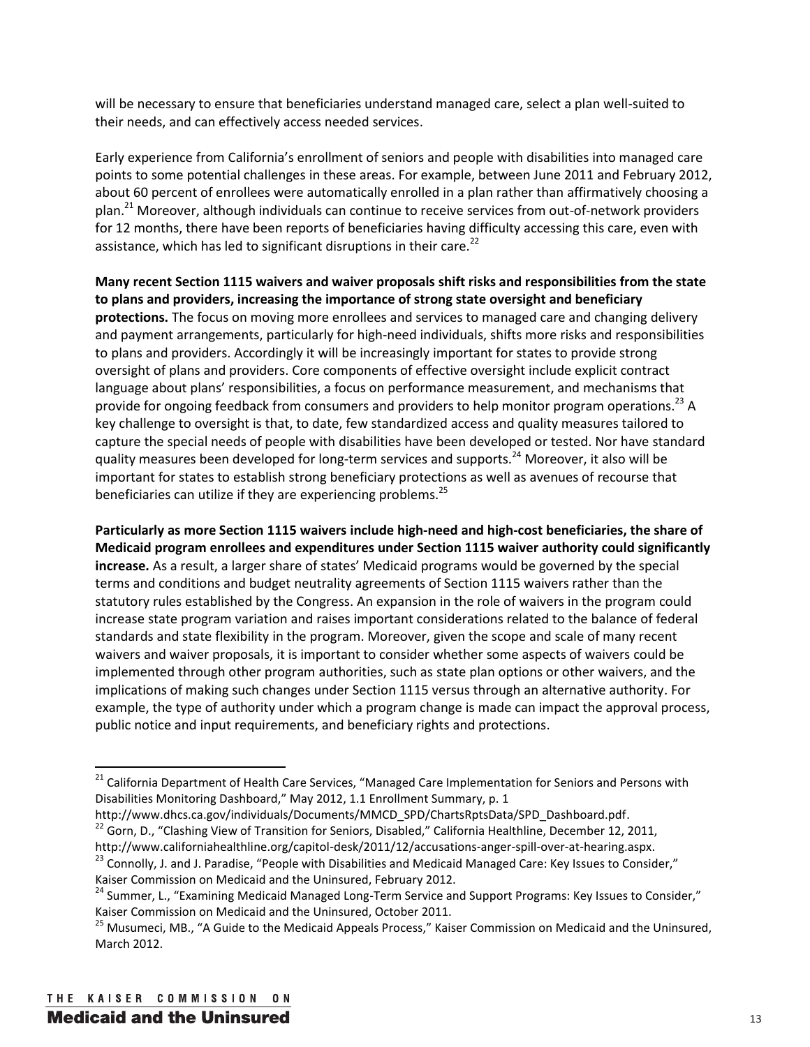will be necessary to ensure that beneficiaries understand managed care, select a plan well-suited to their needs, and can effectively access needed services.

Early experience from California's enrollment of seniors and people with disabilities into managed care points to some potential challenges in these areas. For example, between June 2011 and February 2012, about 60 percent of enrollees were automatically enrolled in a plan rather than affirmatively choosing a plan.[21] Moreover, although individuals can continue to receive services from out-of-network providers for 12 months, there have been reports of beneficiaries having difficulty accessing this care, even with assistance, which has led to significant disruptions in their care.[22]

**Many recent Section 1115 waivers and waiver proposals shift risks and responsibilities from the state to plans and providers, increasing the importance of strong state oversight and beneficiary protections.** The focus on moving more enrollees and services to managed care and changing delivery and payment arrangements, particularly for high-need individuals, shifts more risks and responsibilities to plans and providers. Accordingly it will be increasingly important for states to provide strong oversight of plans and providers. Core components of effective oversight include explicit contract language about plans' responsibilities, a focus on performance measurement, and mechanisms that provide for ongoing feedback from consumers and providers to help monitor program operations.[23] A key challenge to oversight is that, to date, few standardized access and quality measures tailored to capture the special needs of people with disabilities have been developed or tested. Nor have standard quality measures been developed for long-term services and supports.[24] Moreover, it also will be important for states to establish strong beneficiary protections as well as avenues of recourse that beneficiaries can utilize if they are experiencing problems.[25]

**Particularly as more Section 1115 waivers include high-need and high-cost beneficiaries, the share of Medicaid program enrollees and expenditures under Section 1115 waiver authority could significantly increase.** As a result, a larger share of states' Medicaid programs would be governed by the special terms and conditions and budget neutrality agreements of Section 1115 waivers rather than the statutory rules established by the Congress. An expansion in the role of waivers in the program could increase state program variation and raises important considerations related to the balance of federal standards and state flexibility in the program. Moreover, given the scope and scale of many recent waivers and waiver proposals, it is important to consider whether some aspects of waivers could be implemented through other program authorities, such as state plan options or other waivers, and the implications of making such changes under Section 1115 versus through an alternative authority. For example, the type of authority under which a program change is made can impact the approval process, public notice and input requirements, and beneficiary rights and protections.

---

[21] California Department of Health Care Services, "Managed Care Implementation for Seniors and Persons with Disabilities Monitoring Dashboard," May 2012, 1.1 Enrollment Summary, p. 1 http://www.dhcs.ca.gov/individuals/Documents/MMCD_SPD/ChartsRptsData/SPD_Dashboard.pdf.

[22] Gorn, D., "Clashing View of Transition for Seniors, Disabled," California Healthline, December 12, 2011, http://www.californiahealthline.org/capitol-desk/2011/12/accusations-anger-spill-over-at-hearing.aspx.

[23] Connolly, J. and J. Paradise, "People with Disabilities and Medicaid Managed Care: Key Issues to Consider," Kaiser Commission on Medicaid and the Uninsured, February 2012.

[24] Summer, L., "Examining Medicaid Managed Long-Term Service and Support Programs: Key Issues to Consider," Kaiser Commission on Medicaid and the Uninsured, October 2011.

[25] Musumeci, MB., "A Guide to the Medicaid Appeals Process," Kaiser Commission on Medicaid and the Uninsured, March 2012.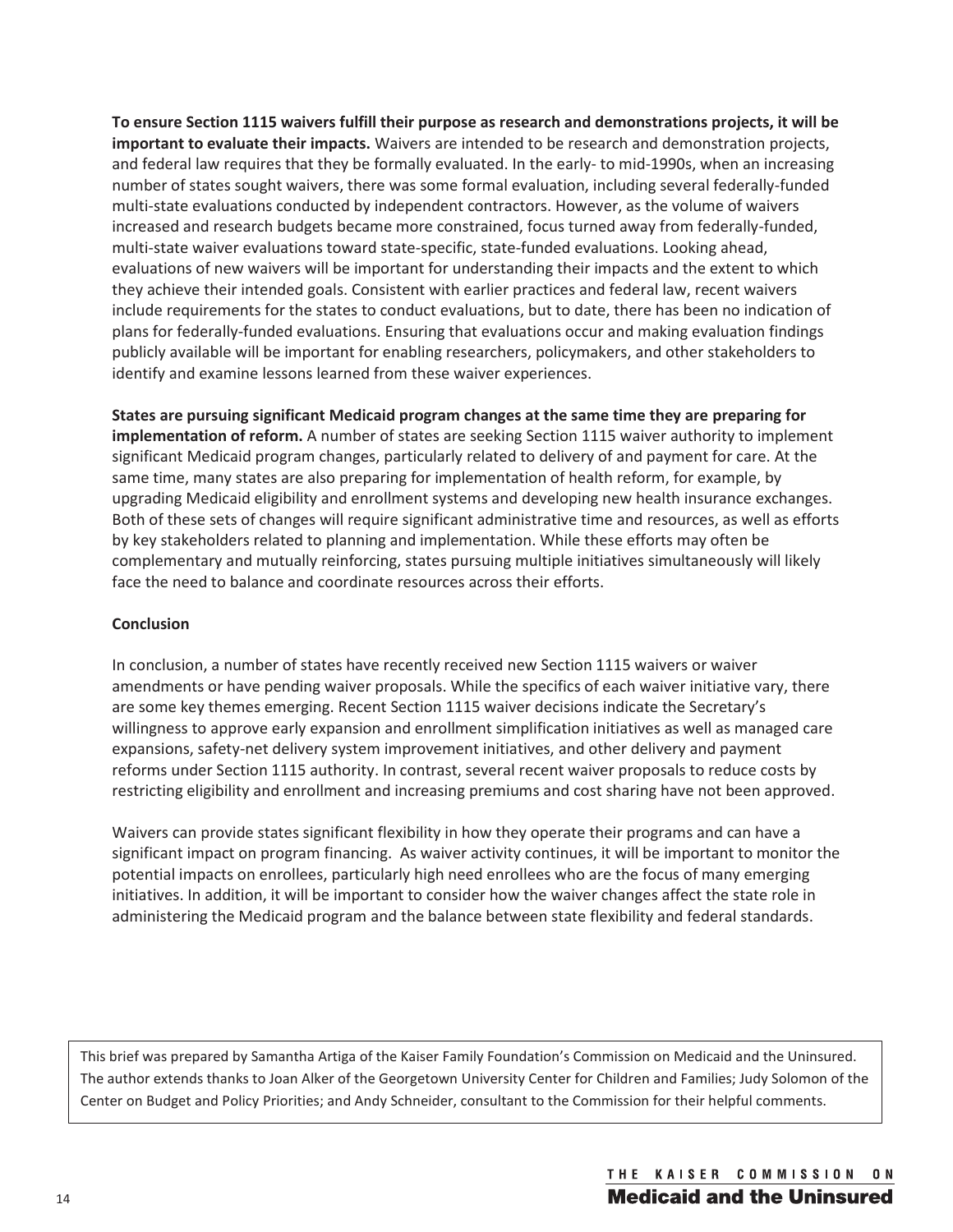**To ensure Section 1115 waivers fulfill their purpose as research and demonstrations projects, it will be important to evaluate their impacts.** Waivers are intended to be research and demonstration projects, and federal law requires that they be formally evaluated. In the early- to mid-1990s, when an increasing number of states sought waivers, there was some formal evaluation, including several federally-funded multi-state evaluations conducted by independent contractors. However, as the volume of waivers increased and research budgets became more constrained, focus turned away from federally-funded, multi-state waiver evaluations toward state-specific, state-funded evaluations. Looking ahead, evaluations of new waivers will be important for understanding their impacts and the extent to which they achieve their intended goals. Consistent with earlier practices and federal law, recent waivers include requirements for the states to conduct evaluations, but to date, there has been no indication of plans for federally-funded evaluations. Ensuring that evaluations occur and making evaluation findings publicly available will be important for enabling researchers, policymakers, and other stakeholders to identify and examine lessons learned from these waiver experiences.

**States are pursuing significant Medicaid program changes at the same time they are preparing for implementation of reform.** A number of states are seeking Section 1115 waiver authority to implement significant Medicaid program changes, particularly related to delivery of and payment for care. At the same time, many states are also preparing for implementation of health reform, for example, by upgrading Medicaid eligibility and enrollment systems and developing new health insurance exchanges. Both of these sets of changes will require significant administrative time and resources, as well as efforts by key stakeholders related to planning and implementation. While these efforts may often be complementary and mutually reinforcing, states pursuing multiple initiatives simultaneously will likely face the need to balance and coordinate resources across their efforts.

## Conclusion

In conclusion, a number of states have recently received new Section 1115 waivers or waiver amendments or have pending waiver proposals. While the specifics of each waiver initiative vary, there are some key themes emerging. Recent Section 1115 waiver decisions indicate the Secretary's willingness to approve early expansion and enrollment simplification initiatives as well as managed care expansions, safety-net delivery system improvement initiatives, and other delivery and payment reforms under Section 1115 authority. In contrast, several recent waiver proposals to reduce costs by restricting eligibility and enrollment and increasing premiums and cost sharing have not been approved.

Waivers can provide states significant flexibility in how they operate their programs and can have a significant impact on program financing. As waiver activity continues, it will be important to monitor the potential impacts on enrollees, particularly high need enrollees who are the focus of many emerging initiatives. In addition, it will be important to consider how the waiver changes affect the state role in administering the Medicaid program and the balance between state flexibility and federal standards.

This brief was prepared by Samantha Artiga of the Kaiser Family Foundation's Commission on Medicaid and the Uninsured. The author extends thanks to Joan Alker of the Georgetown University Center for Children and Families; Judy Solomon of the Center on Budget and Policy Priorities; and Andy Schneider, consultant to the Commission for their helpful comments.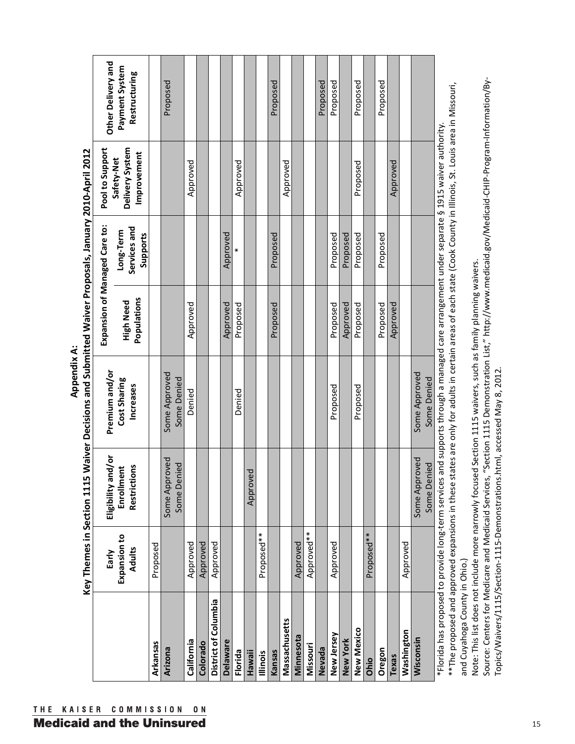# Appendix A:

## Key Themes in Section 1115 Waiver Decisions and Submitted Waiver Proposals, January 2010-April 2012

| | Early Expansion to Adults | Eligibility and/or Enrollment Restrictions | Premium and/or Cost Sharing Increases | Expansion of Managed Care to: | | Pool to Support Safety-Net Delivery System Improvement | Other Delivery and Payment System Restructuring |
|---|---|---|---|---|---|---|---|
| | | | | High Need Populations | Long-Term Services and Supports | | |
| **Arkansas** | Proposed | | | | | | |
| **Arizona** | | Some Approved Some Denied | Some Approved Some Denied | | | | Proposed |
| **California** | Approved | | Denied | Approved | | Approved | |
| **Colorado** | Approved | | | | | | |
| **District of Columbia** | Approved | | | | | | |
| **Delaware** | | | | Approved | Approved | | |
| **Florida** | | | Denied | Proposed | * | Approved | |
| **Hawaii** | | Approved | | | | | |
| **Illinois** | Proposed** | | | | | | |
| **Kansas** | | | | Proposed | Proposed | | Proposed |
| **Massachusetts** | | | | | | Approved | |
| **Minnesota** | Approved | | | | | | |
| **Missouri** | Approved** | | | | | | |
| **Nevada** | | | | | | | Proposed |
| **New Jersey** | Approved | | Proposed | Proposed | Proposed | | Proposed |
| **New York** | | | | Approved | Proposed | | |
| **New Mexico** | | | Proposed | Proposed | Proposed | Proposed | Proposed |
| **Ohio** | Proposed** | | | | | | |
| **Oregon** | | | | Proposed | Proposed | | Proposed |
| **Texas** | | | | Approved | | Approved | |
| **Washington** | Approved | | | | | | |
| **Wisconsin** | | Some Approved Some Denied | Some Approved Some Denied | | | | |

*Florida has proposed to provide long-term services and supports through a managed care arrangement under separate § 1915 waiver authority.

**The proposed and approved expansions in these states are only for adults in certain areas of each state (Cook County in Illinois, St. Louis area in Missouri, and Cuyahoga County in Ohio.)

Note: This list does not include more narrowly focused Section 1115 waivers, such as family planning waivers.

Source: Centers for Medicare and Medicaid Services, "Section 1115 Demonstration List," http://www.medicaid.gov/Medicaid-CHIP-Program-Information/By-Topics/Waivers/1115/Section-1115-Demonstrations.html, accessed May 8, 2012.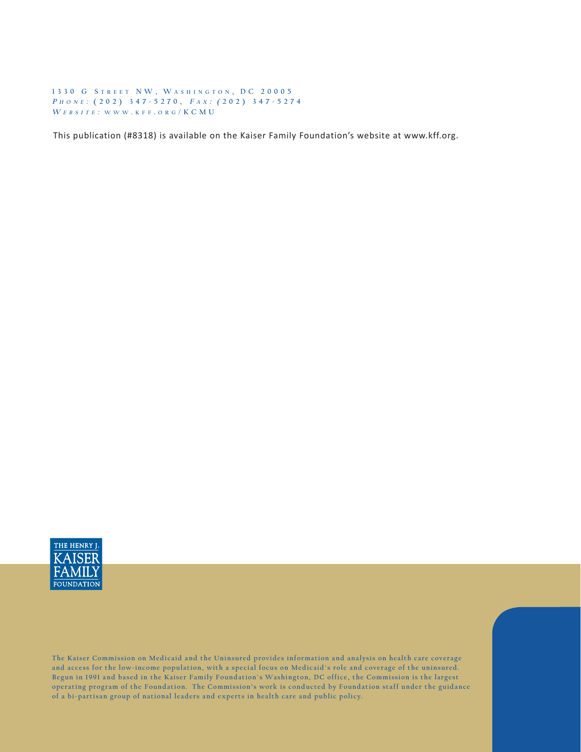1330 G Street NW, Washington, DC 20005
*Phone:* (202) 347-5270, *Fax:* (202) 347-5274
*Website:* www.kff.org/KCMU

This publication (#8318) is available on the Kaiser Family Foundation's website at www.kff.org.

THE HENRY J. KAISER FAMILY FOUNDATION

The Kaiser Commission on Medicaid and the Uninsured provides information and analysis on health care coverage and access for the low-income population, with a special focus on Medicaid's role and coverage of the uninsured. Begun in 1991 and based in the Kaiser Family Foundation's Washington, DC office, the Commission is the largest operating program of the Foundation. The Commission's work is conducted by Foundation staff under the guidance of a bi-partisan group of national leaders and experts in health care and public policy.